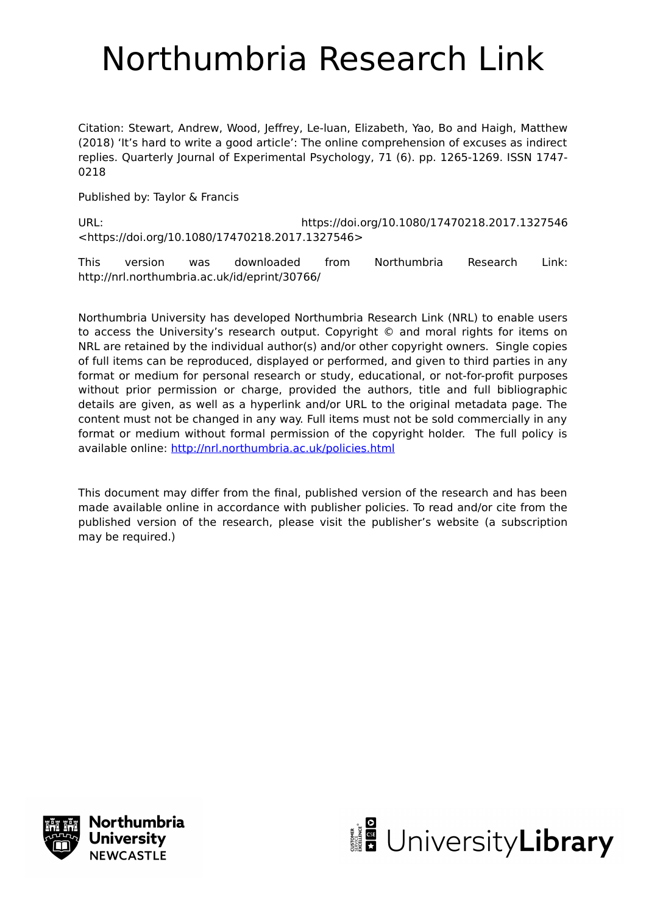# Northumbria Research Link

Citation: Stewart, Andrew, Wood, Jeffrey, Le-luan, Elizabeth, Yao, Bo and Haigh, Matthew (2018) 'It's hard to write a good article': The online comprehension of excuses as indirect replies. Quarterly Journal of Experimental Psychology, 71 (6). pp. 1265-1269. ISSN 1747-0218

Published by: Taylor & Francis

URL: https://doi.org/10.1080/17470218.2017.1327546 <https://doi.org/10.1080/17470218.2017.1327546>

This version was downloaded from Northumbria Research Link: http://nrl.northumbria.ac.uk/id/eprint/30766/

Northumbria University has developed Northumbria Research Link (NRL) to enable users to access the University's research output. Copyright © and moral rights for items on NRL are retained by the individual author(s) and/or other copyright owners. Single copies of full items can be reproduced, displayed or performed, and given to third parties in any format or medium for personal research or study, educational, or not-for-profit purposes without prior permission or charge, provided the authors, title and full bibliographic details are given, as well as a hyperlink and/or URL to the original metadata page. The content must not be changed in any way. Full items must not be sold commercially in any format or medium without formal permission of the copyright holder. The full policy is available online: http://nrl.northumbria.ac.uk/policies.html

This document may differ from the final, published version of the research and has been made available online in accordance with publisher policies. To read and/or cite from the published version of the research, please visit the publisher's website (a subscription may be required.)

Northumbria University NEWCASTLE

UniversityLibrary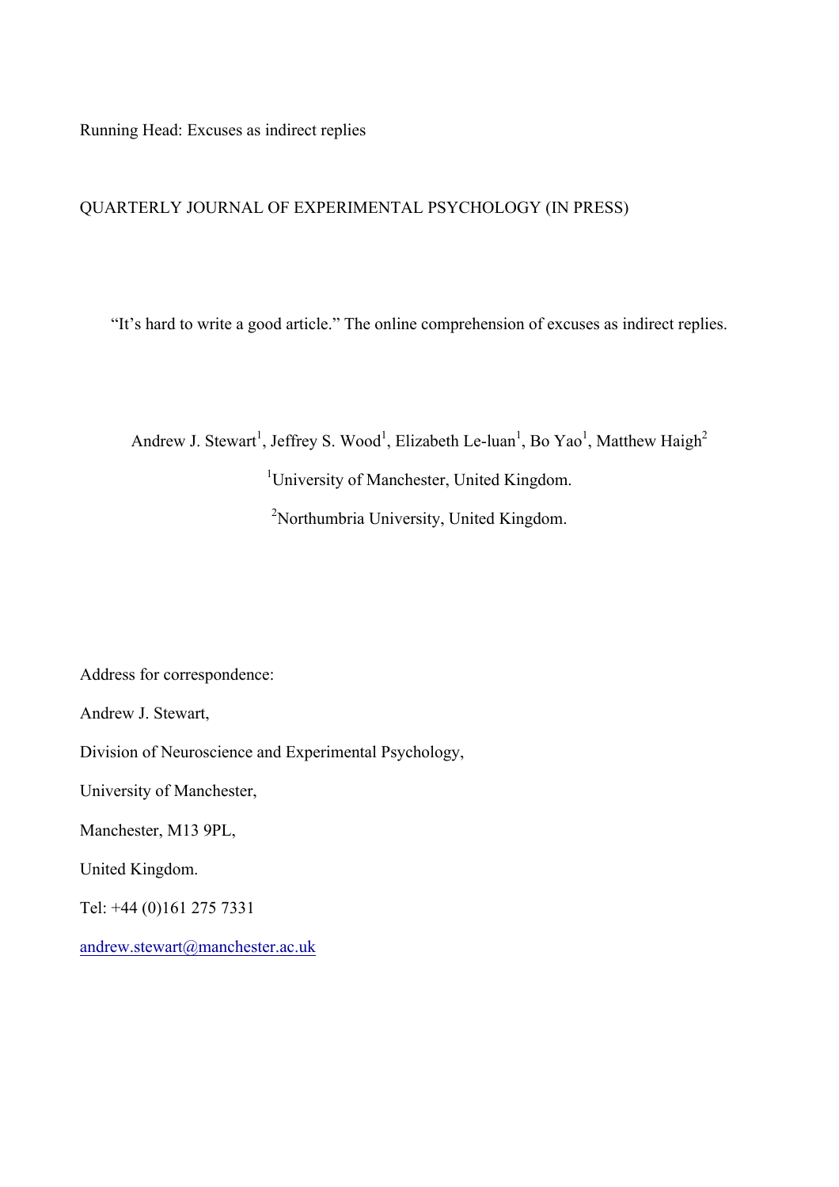Running Head: Excuses as indirect replies

QUARTERLY JOURNAL OF EXPERIMENTAL PSYCHOLOGY (IN PRESS)

# "It's hard to write a good article." The online comprehension of excuses as indirect replies.

Andrew J. Stewart[1], Jeffrey S. Wood[1], Elizabeth Le-luan[1], Bo Yao[1], Matthew Haigh[2]

[1]University of Manchester, United Kingdom.

[2]Northumbria University, United Kingdom.

Address for correspondence:

Andrew J. Stewart,

Division of Neuroscience and Experimental Psychology,

University of Manchester,

Manchester, M13 9PL,

United Kingdom.

Tel: +44 (0)161 275 7331

andrew.stewart@manchester.ac.uk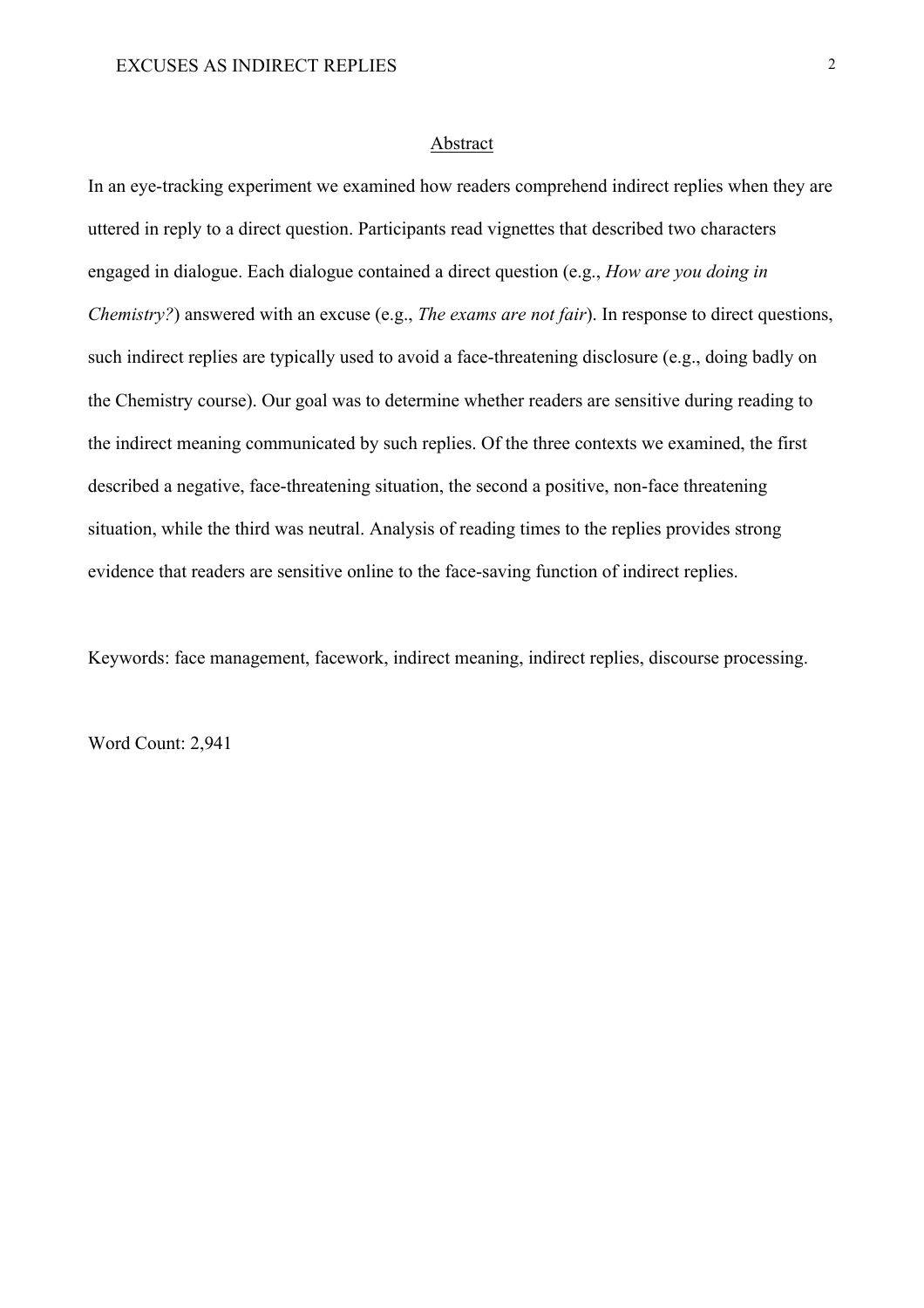## Abstract

In an eye-tracking experiment we examined how readers comprehend indirect replies when they are uttered in reply to a direct question. Participants read vignettes that described two characters engaged in dialogue. Each dialogue contained a direct question (e.g., *How are you doing in Chemistry?*) answered with an excuse (e.g., *The exams are not fair*). In response to direct questions, such indirect replies are typically used to avoid a face-threatening disclosure (e.g., doing badly on the Chemistry course). Our goal was to determine whether readers are sensitive during reading to the indirect meaning communicated by such replies. Of the three contexts we examined, the first described a negative, face-threatening situation, the second a positive, non-face threatening situation, while the third was neutral. Analysis of reading times to the replies provides strong evidence that readers are sensitive online to the face-saving function of indirect replies.

Keywords: face management, facework, indirect meaning, indirect replies, discourse processing.

Word Count: 2,941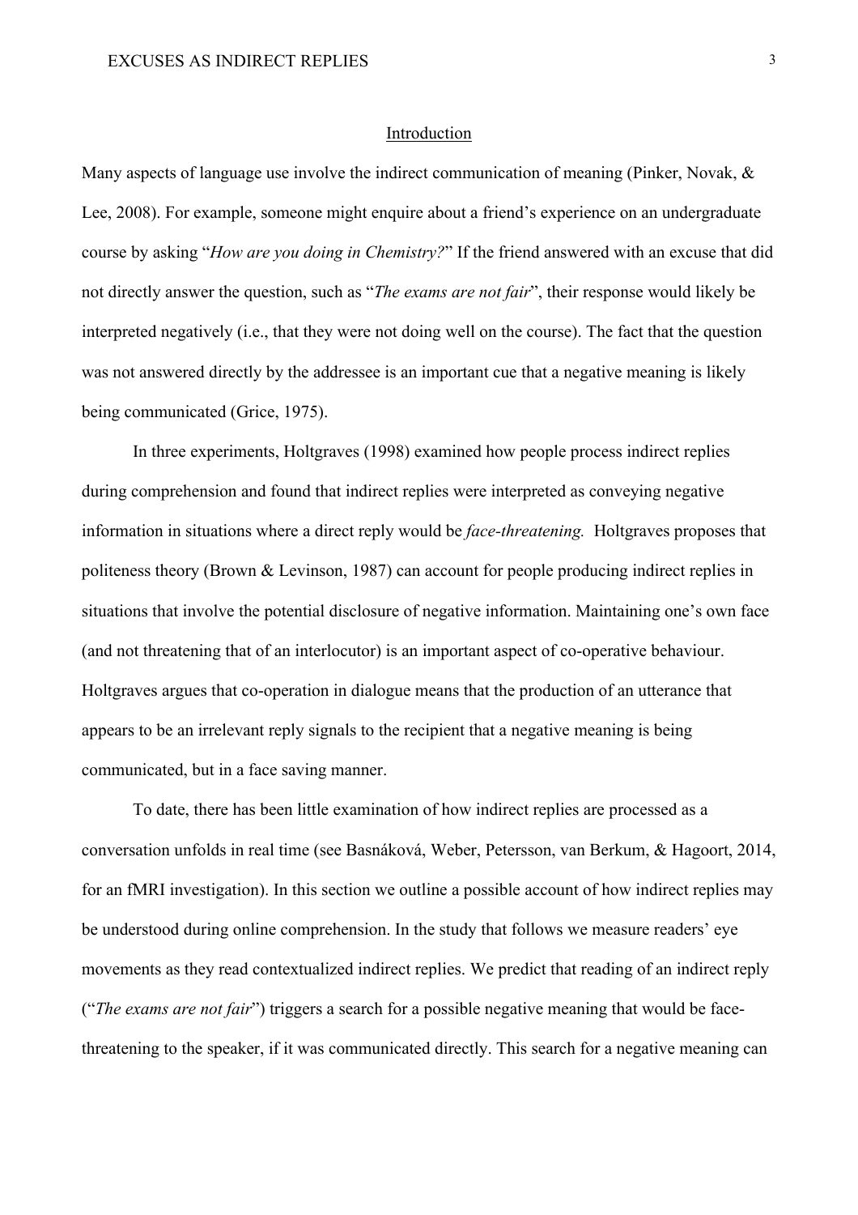## Introduction

Many aspects of language use involve the indirect communication of meaning (Pinker, Novak, & Lee, 2008). For example, someone might enquire about a friend's experience on an undergraduate course by asking "*How are you doing in Chemistry?*" If the friend answered with an excuse that did not directly answer the question, such as "*The exams are not fair*", their response would likely be interpreted negatively (i.e., that they were not doing well on the course). The fact that the question was not answered directly by the addressee is an important cue that a negative meaning is likely being communicated (Grice, 1975).

In three experiments, Holtgraves (1998) examined how people process indirect replies during comprehension and found that indirect replies were interpreted as conveying negative information in situations where a direct reply would be *face-threatening.* Holtgraves proposes that politeness theory (Brown & Levinson, 1987) can account for people producing indirect replies in situations that involve the potential disclosure of negative information. Maintaining one's own face (and not threatening that of an interlocutor) is an important aspect of co-operative behaviour. Holtgraves argues that co-operation in dialogue means that the production of an utterance that appears to be an irrelevant reply signals to the recipient that a negative meaning is being communicated, but in a face saving manner.

To date, there has been little examination of how indirect replies are processed as a conversation unfolds in real time (see Basnáková, Weber, Petersson, van Berkum, & Hagoort, 2014, for an fMRI investigation). In this section we outline a possible account of how indirect replies may be understood during online comprehension. In the study that follows we measure readers' eye movements as they read contextualized indirect replies. We predict that reading of an indirect reply ("*The exams are not fair*") triggers a search for a possible negative meaning that would be face-threatening to the speaker, if it was communicated directly. This search for a negative meaning can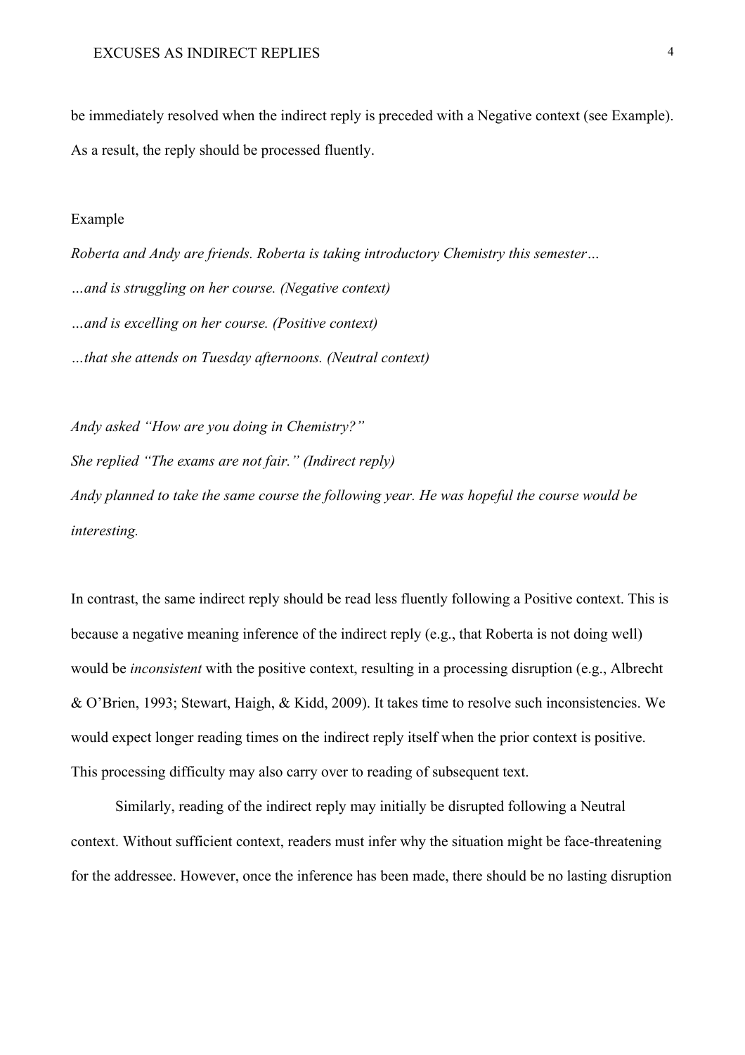be immediately resolved when the indirect reply is preceded with a Negative context (see Example). As a result, the reply should be processed fluently.

Example

*Roberta and Andy are friends. Roberta is taking introductory Chemistry this semester…*

*…and is struggling on her course. (Negative context)*

*…and is excelling on her course. (Positive context)*

*…that she attends on Tuesday afternoons. (Neutral context)*

*Andy asked "How are you doing in Chemistry?"*

*She replied "The exams are not fair." (Indirect reply)*

*Andy planned to take the same course the following year. He was hopeful the course would be interesting.*

In contrast, the same indirect reply should be read less fluently following a Positive context. This is because a negative meaning inference of the indirect reply (e.g., that Roberta is not doing well) would be *inconsistent* with the positive context, resulting in a processing disruption (e.g., Albrecht & O'Brien, 1993; Stewart, Haigh, & Kidd, 2009). It takes time to resolve such inconsistencies. We would expect longer reading times on the indirect reply itself when the prior context is positive. This processing difficulty may also carry over to reading of subsequent text.

Similarly, reading of the indirect reply may initially be disrupted following a Neutral context. Without sufficient context, readers must infer why the situation might be face-threatening for the addressee. However, once the inference has been made, there should be no lasting disruption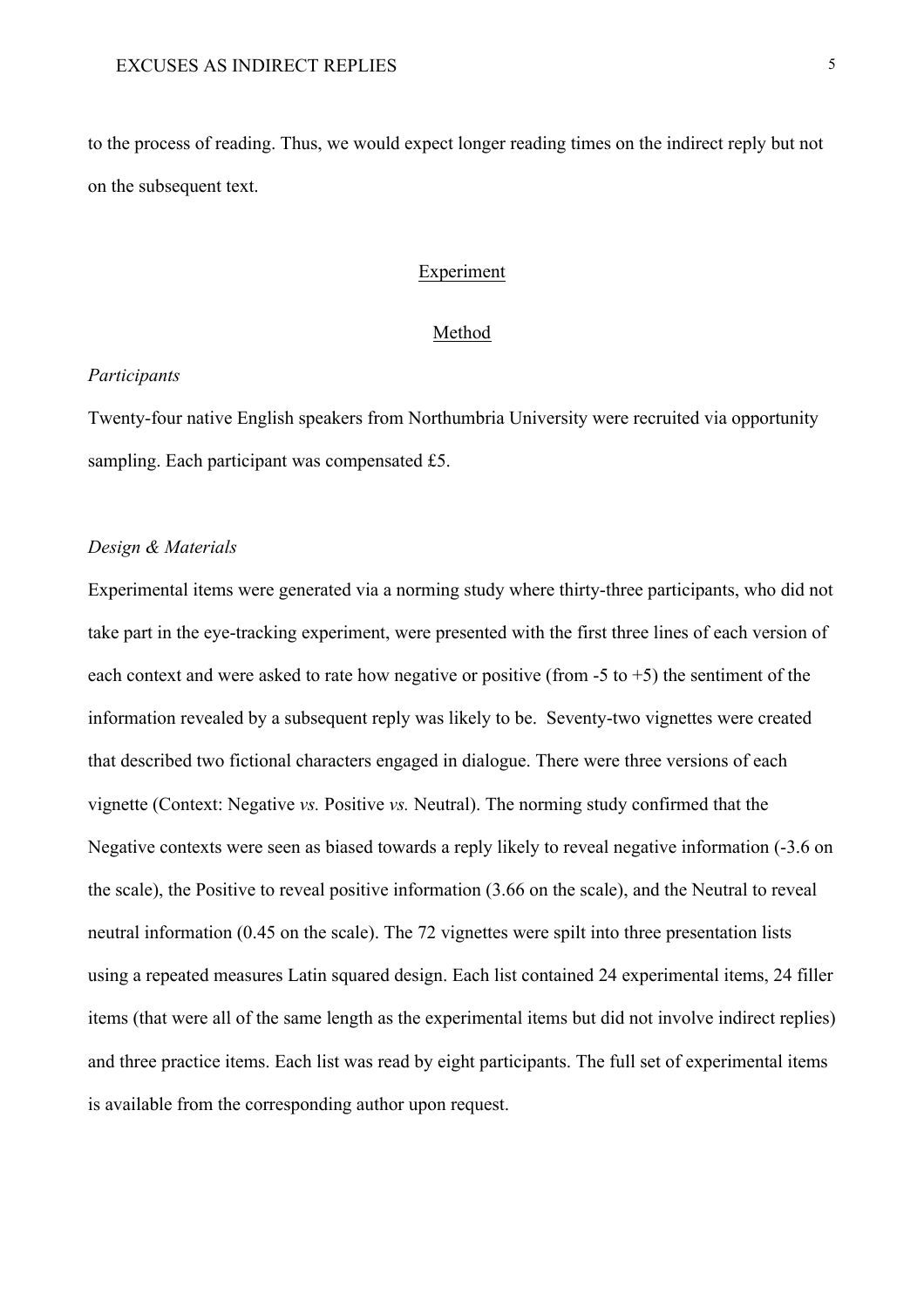to the process of reading. Thus, we would expect longer reading times on the indirect reply but not on the subsequent text.

## Experiment

### Method

*Participants*

Twenty-four native English speakers from Northumbria University were recruited via opportunity sampling. Each participant was compensated £5.

*Design & Materials*

Experimental items were generated via a norming study where thirty-three participants, who did not take part in the eye-tracking experiment, were presented with the first three lines of each version of each context and were asked to rate how negative or positive (from -5 to +5) the sentiment of the information revealed by a subsequent reply was likely to be. Seventy-two vignettes were created that described two fictional characters engaged in dialogue. There were three versions of each vignette (Context: Negative *vs.* Positive *vs.* Neutral). The norming study confirmed that the Negative contexts were seen as biased towards a reply likely to reveal negative information (-3.6 on the scale), the Positive to reveal positive information (3.66 on the scale), and the Neutral to reveal neutral information (0.45 on the scale). The 72 vignettes were spilt into three presentation lists using a repeated measures Latin squared design. Each list contained 24 experimental items, 24 filler items (that were all of the same length as the experimental items but did not involve indirect replies) and three practice items. Each list was read by eight participants. The full set of experimental items is available from the corresponding author upon request.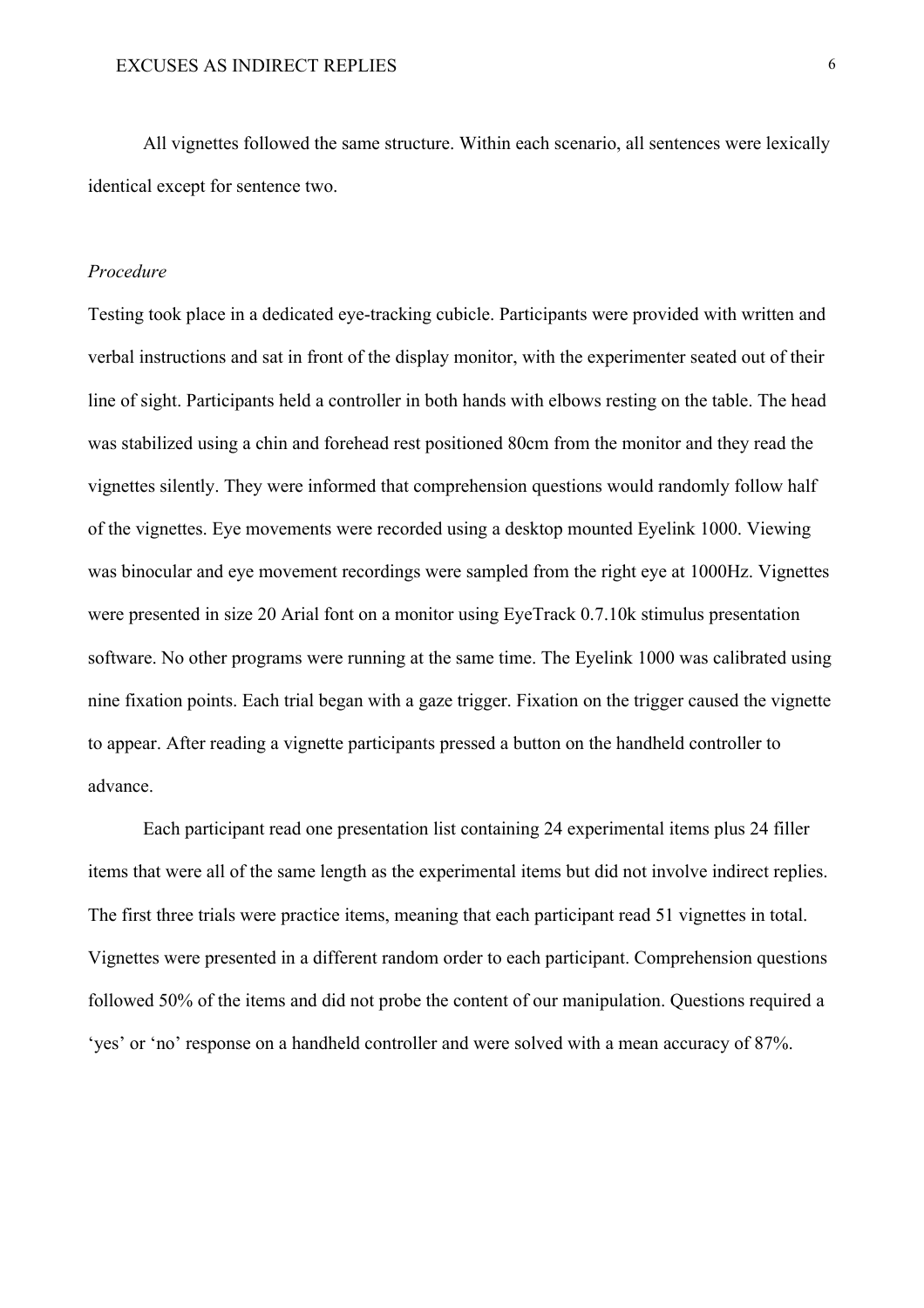All vignettes followed the same structure. Within each scenario, all sentences were lexically identical except for sentence two.

*Procedure*

Testing took place in a dedicated eye-tracking cubicle. Participants were provided with written and verbal instructions and sat in front of the display monitor, with the experimenter seated out of their line of sight. Participants held a controller in both hands with elbows resting on the table. The head was stabilized using a chin and forehead rest positioned 80cm from the monitor and they read the vignettes silently. They were informed that comprehension questions would randomly follow half of the vignettes. Eye movements were recorded using a desktop mounted Eyelink 1000. Viewing was binocular and eye movement recordings were sampled from the right eye at 1000Hz. Vignettes were presented in size 20 Arial font on a monitor using EyeTrack 0.7.10k stimulus presentation software. No other programs were running at the same time. The Eyelink 1000 was calibrated using nine fixation points. Each trial began with a gaze trigger. Fixation on the trigger caused the vignette to appear. After reading a vignette participants pressed a button on the handheld controller to advance.

Each participant read one presentation list containing 24 experimental items plus 24 filler items that were all of the same length as the experimental items but did not involve indirect replies. The first three trials were practice items, meaning that each participant read 51 vignettes in total. Vignettes were presented in a different random order to each participant. Comprehension questions followed 50% of the items and did not probe the content of our manipulation. Questions required a 'yes' or 'no' response on a handheld controller and were solved with a mean accuracy of 87%.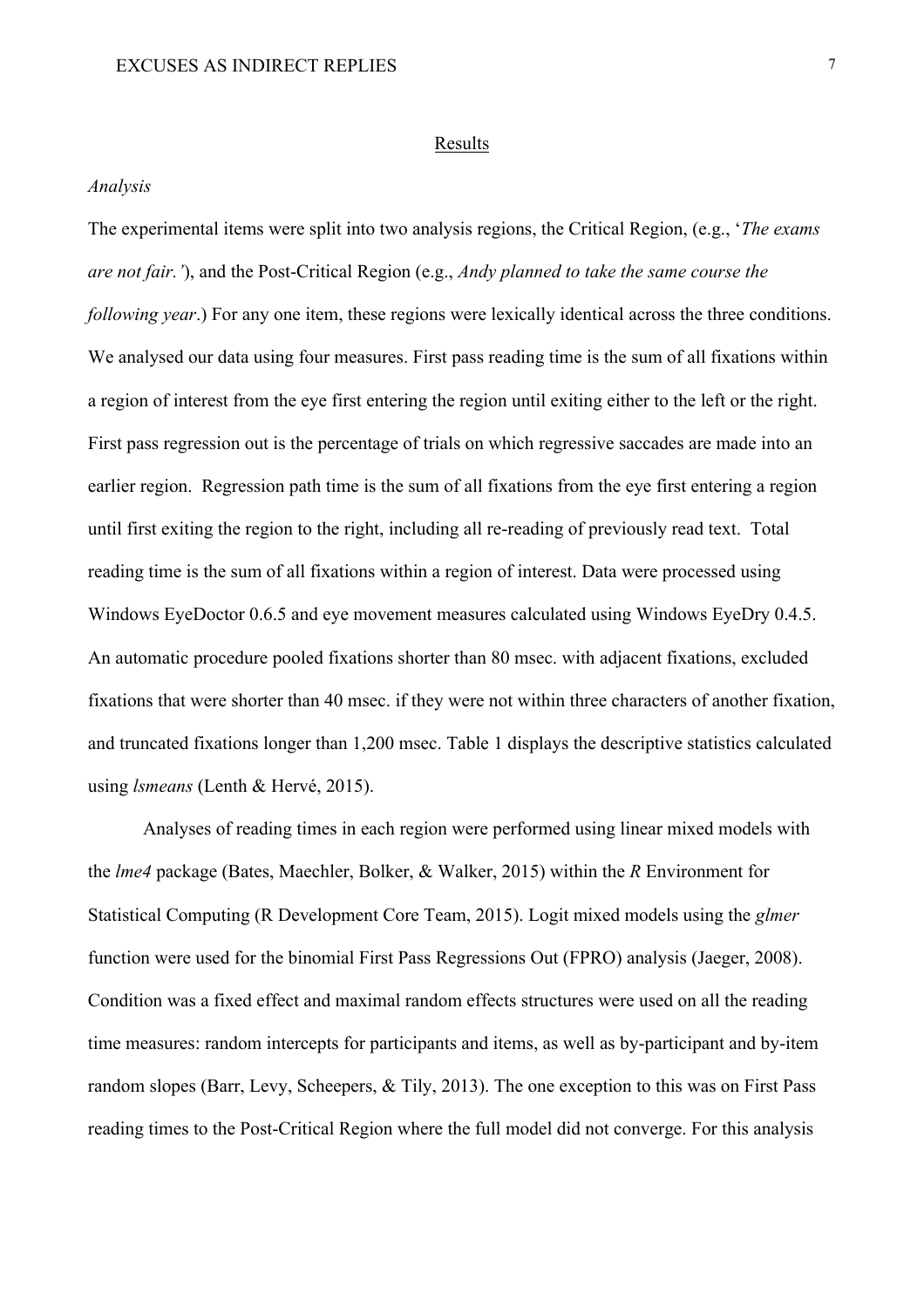## Results

### *Analysis*

The experimental items were split into two analysis regions, the Critical Region, (e.g., '*The exams are not fair.'*), and the Post-Critical Region (e.g., *Andy planned to take the same course the following year*.) For any one item, these regions were lexically identical across the three conditions. We analysed our data using four measures. First pass reading time is the sum of all fixations within a region of interest from the eye first entering the region until exiting either to the left or the right. First pass regression out is the percentage of trials on which regressive saccades are made into an earlier region. Regression path time is the sum of all fixations from the eye first entering a region until first exiting the region to the right, including all re-reading of previously read text. Total reading time is the sum of all fixations within a region of interest. Data were processed using Windows EyeDoctor 0.6.5 and eye movement measures calculated using Windows EyeDry 0.4.5. An automatic procedure pooled fixations shorter than 80 msec. with adjacent fixations, excluded fixations that were shorter than 40 msec. if they were not within three characters of another fixation, and truncated fixations longer than 1,200 msec. Table 1 displays the descriptive statistics calculated using *lsmeans* (Lenth & Hervé, 2015).

Analyses of reading times in each region were performed using linear mixed models with the *lme4* package (Bates, Maechler, Bolker, & Walker, 2015) within the *R* Environment for Statistical Computing (R Development Core Team, 2015). Logit mixed models using the *glmer* function were used for the binomial First Pass Regressions Out (FPRO) analysis (Jaeger, 2008). Condition was a fixed effect and maximal random effects structures were used on all the reading time measures: random intercepts for participants and items, as well as by-participant and by-item random slopes (Barr, Levy, Scheepers, & Tily, 2013). The one exception to this was on First Pass reading times to the Post-Critical Region where the full model did not converge. For this analysis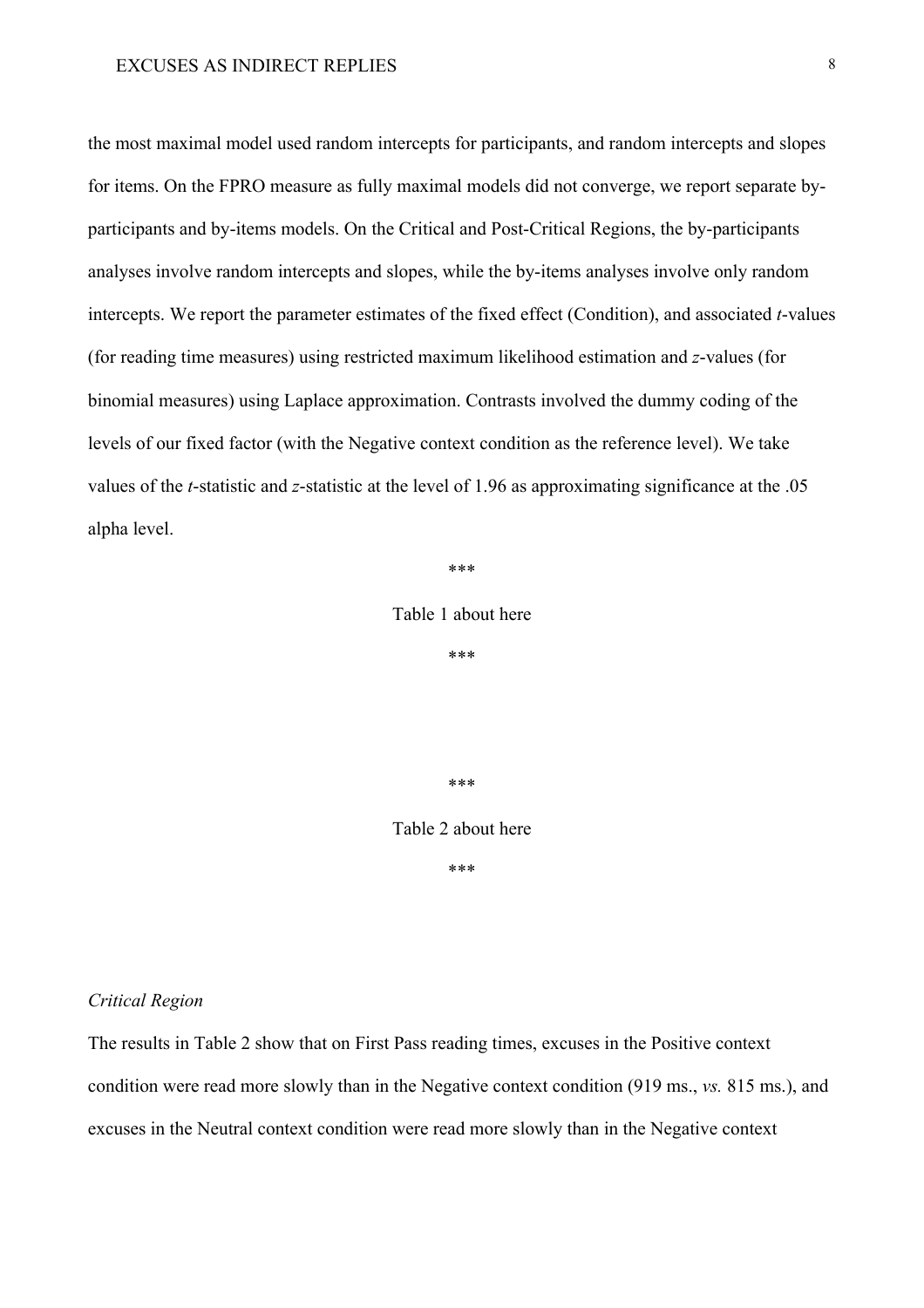the most maximal model used random intercepts for participants, and random intercepts and slopes for items. On the FPRO measure as fully maximal models did not converge, we report separate by-participants and by-items models. On the Critical and Post-Critical Regions, the by-participants analyses involve random intercepts and slopes, while the by-items analyses involve only random intercepts. We report the parameter estimates of the fixed effect (Condition), and associated *t*-values (for reading time measures) using restricted maximum likelihood estimation and *z*-values (for binomial measures) using Laplace approximation. Contrasts involved the dummy coding of the levels of our fixed factor (with the Negative context condition as the reference level). We take values of the *t*-statistic and *z*-statistic at the level of 1.96 as approximating significance at the .05 alpha level.

***

Table 1 about here

***

***

Table 2 about here

***

*Critical Region*

The results in Table 2 show that on First Pass reading times, excuses in the Positive context condition were read more slowly than in the Negative context condition (919 ms., *vs.* 815 ms.), and excuses in the Neutral context condition were read more slowly than in the Negative context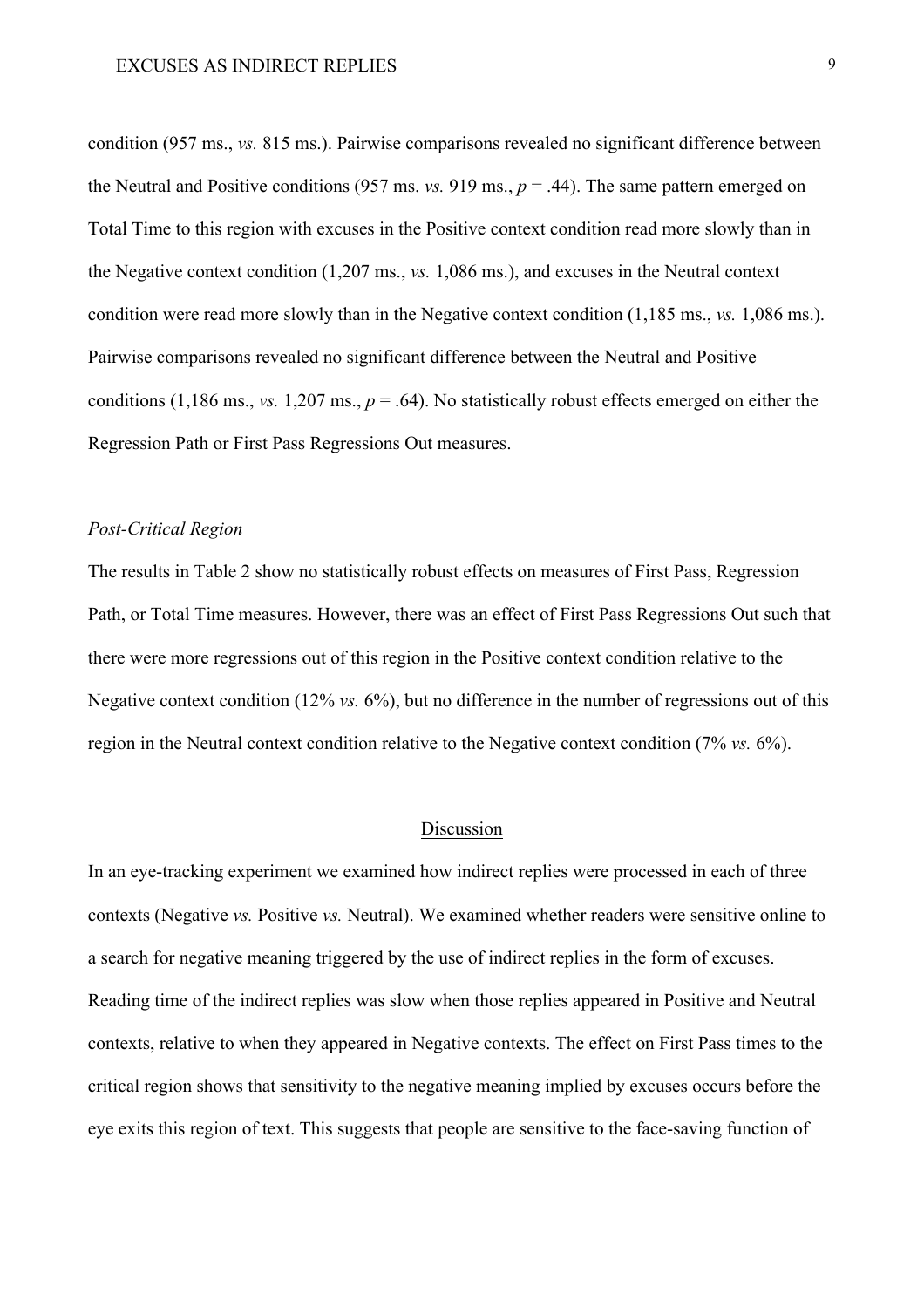condition (957 ms., *vs.* 815 ms.). Pairwise comparisons revealed no significant difference between the Neutral and Positive conditions (957 ms. *vs.* 919 ms., $p = .44$). The same pattern emerged on Total Time to this region with excuses in the Positive context condition read more slowly than in the Negative context condition (1,207 ms., *vs.* 1,086 ms.), and excuses in the Neutral context condition were read more slowly than in the Negative context condition (1,185 ms., *vs.* 1,086 ms.). Pairwise comparisons revealed no significant difference between the Neutral and Positive conditions (1,186 ms., *vs.* 1,207 ms., $p = .64$). No statistically robust effects emerged on either the Regression Path or First Pass Regressions Out measures.

*Post-Critical Region*

The results in Table 2 show no statistically robust effects on measures of First Pass, Regression Path, or Total Time measures. However, there was an effect of First Pass Regressions Out such that there were more regressions out of this region in the Positive context condition relative to the Negative context condition (12% *vs.* 6%), but no difference in the number of regressions out of this region in the Neutral context condition relative to the Negative context condition (7% *vs.* 6%).

## Discussion

In an eye-tracking experiment we examined how indirect replies were processed in each of three contexts (Negative *vs.* Positive *vs.* Neutral). We examined whether readers were sensitive online to a search for negative meaning triggered by the use of indirect replies in the form of excuses. Reading time of the indirect replies was slow when those replies appeared in Positive and Neutral contexts, relative to when they appeared in Negative contexts. The effect on First Pass times to the critical region shows that sensitivity to the negative meaning implied by excuses occurs before the eye exits this region of text. This suggests that people are sensitive to the face-saving function of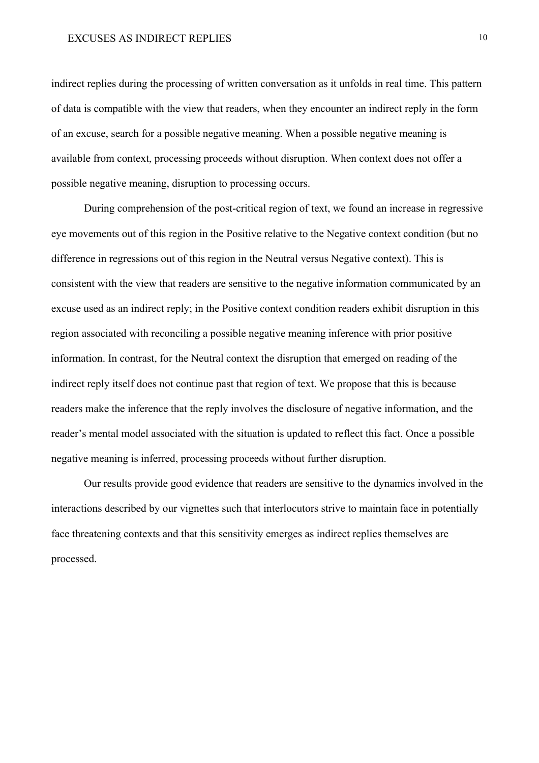indirect replies during the processing of written conversation as it unfolds in real time. This pattern of data is compatible with the view that readers, when they encounter an indirect reply in the form of an excuse, search for a possible negative meaning. When a possible negative meaning is available from context, processing proceeds without disruption. When context does not offer a possible negative meaning, disruption to processing occurs.

During comprehension of the post-critical region of text, we found an increase in regressive eye movements out of this region in the Positive relative to the Negative context condition (but no difference in regressions out of this region in the Neutral versus Negative context). This is consistent with the view that readers are sensitive to the negative information communicated by an excuse used as an indirect reply; in the Positive context condition readers exhibit disruption in this region associated with reconciling a possible negative meaning inference with prior positive information. In contrast, for the Neutral context the disruption that emerged on reading of the indirect reply itself does not continue past that region of text. We propose that this is because readers make the inference that the reply involves the disclosure of negative information, and the reader's mental model associated with the situation is updated to reflect this fact. Once a possible negative meaning is inferred, processing proceeds without further disruption.

Our results provide good evidence that readers are sensitive to the dynamics involved in the interactions described by our vignettes such that interlocutors strive to maintain face in potentially face threatening contexts and that this sensitivity emerges as indirect replies themselves are processed.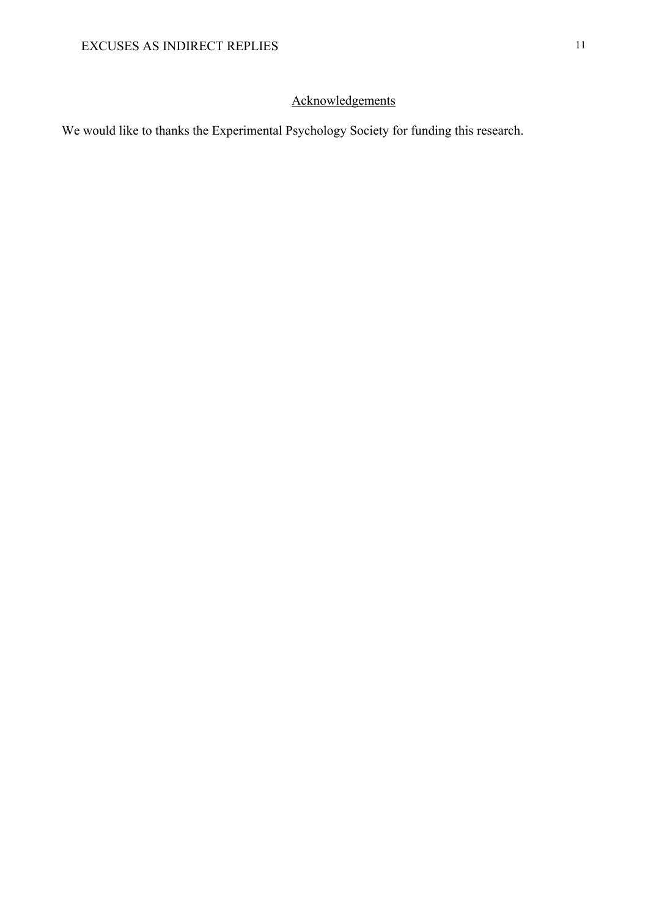## Acknowledgements

We would like to thanks the Experimental Psychology Society for funding this research.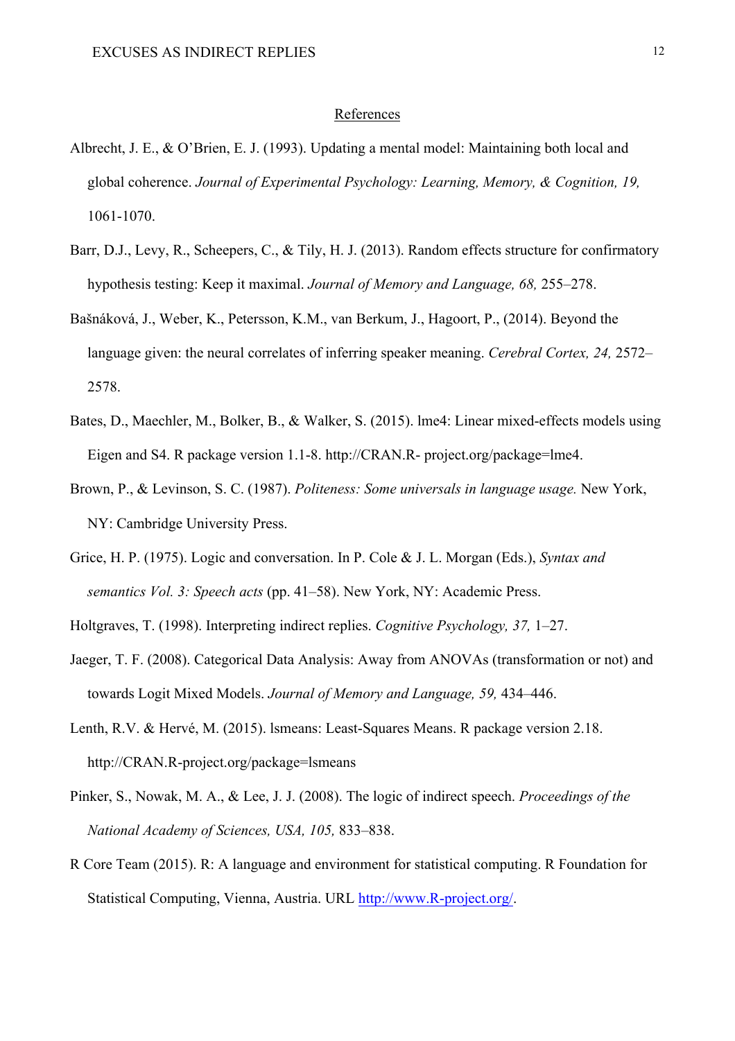## References

Albrecht, J. E., & O'Brien, E. J. (1993). Updating a mental model: Maintaining both local and global coherence. *Journal of Experimental Psychology: Learning, Memory, & Cognition, 19,* 1061-1070.

Barr, D.J., Levy, R., Scheepers, C., & Tily, H. J. (2013). Random effects structure for confirmatory hypothesis testing: Keep it maximal. *Journal of Memory and Language, 68,* 255–278.

Bašnáková, J., Weber, K., Petersson, K.M., van Berkum, J., Hagoort, P., (2014). Beyond the language given: the neural correlates of inferring speaker meaning. *Cerebral Cortex, 24,* 2572–2578.

Bates, D., Maechler, M., Bolker, B., & Walker, S. (2015). lme4: Linear mixed-effects models using Eigen and S4. R package version 1.1-8. http://CRAN.R- project.org/package=lme4.

Brown, P., & Levinson, S. C. (1987). *Politeness: Some universals in language usage.* New York, NY: Cambridge University Press.

Grice, H. P. (1975). Logic and conversation. In P. Cole & J. L. Morgan (Eds.), *Syntax and semantics Vol. 3: Speech acts* (pp. 41–58). New York, NY: Academic Press.

Holtgraves, T. (1998). Interpreting indirect replies. *Cognitive Psychology, 37,* 1–27.

Jaeger, T. F. (2008). Categorical Data Analysis: Away from ANOVAs (transformation or not) and towards Logit Mixed Models. *Journal of Memory and Language, 59,* 434–446.

Lenth, R.V. & Hervé, M. (2015). lsmeans: Least-Squares Means. R package version 2.18. http://CRAN.R-project.org/package=lsmeans

Pinker, S., Nowak, M. A., & Lee, J. J. (2008). The logic of indirect speech. *Proceedings of the National Academy of Sciences, USA, 105,* 833–838.

R Core Team (2015). R: A language and environment for statistical computing. R Foundation for Statistical Computing, Vienna, Austria. URL http://www.R-project.org/.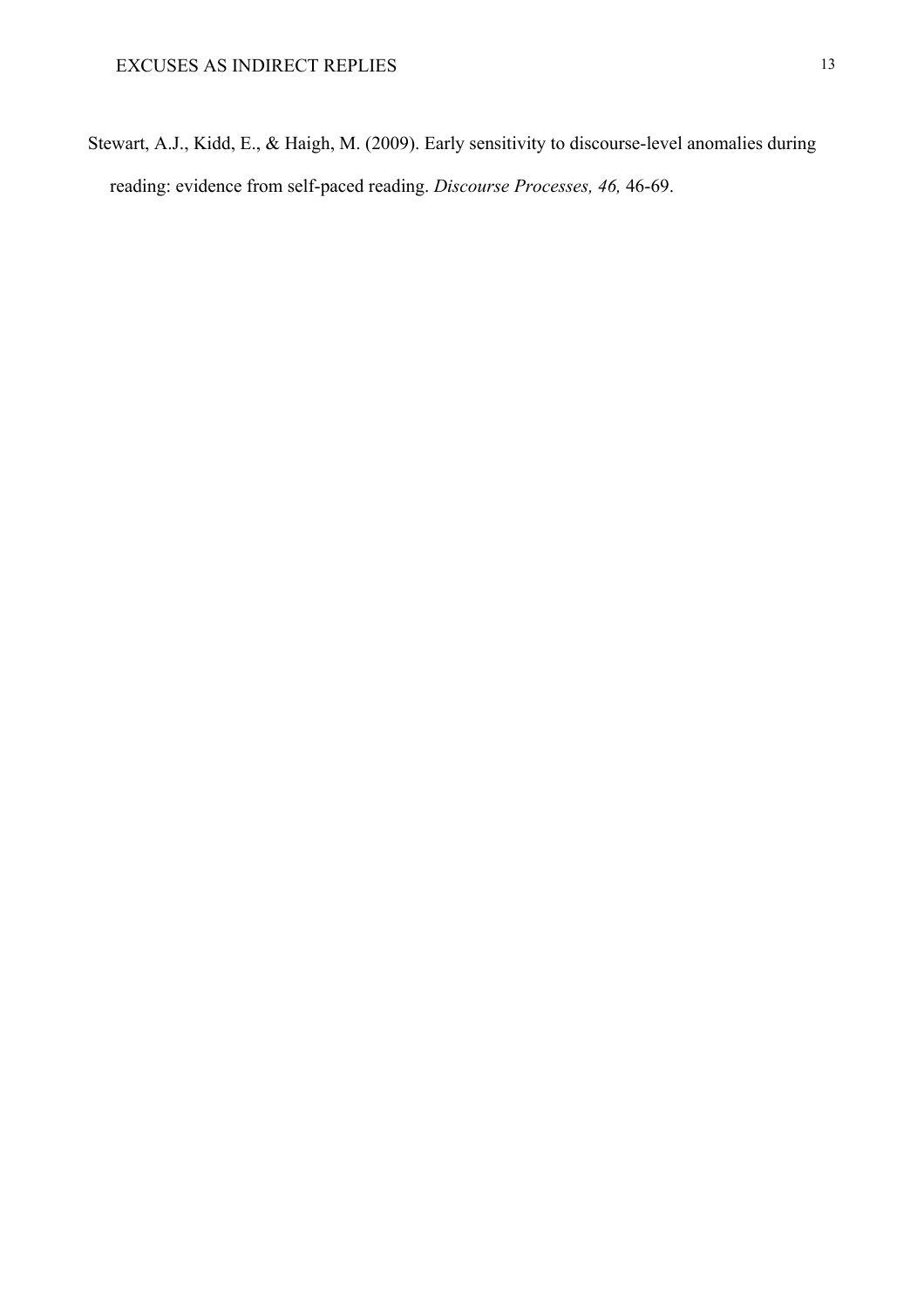Stewart, A.J., Kidd, E., & Haigh, M. (2009). Early sensitivity to discourse-level anomalies during reading: evidence from self-paced reading. *Discourse Processes, 46,* 46-69.